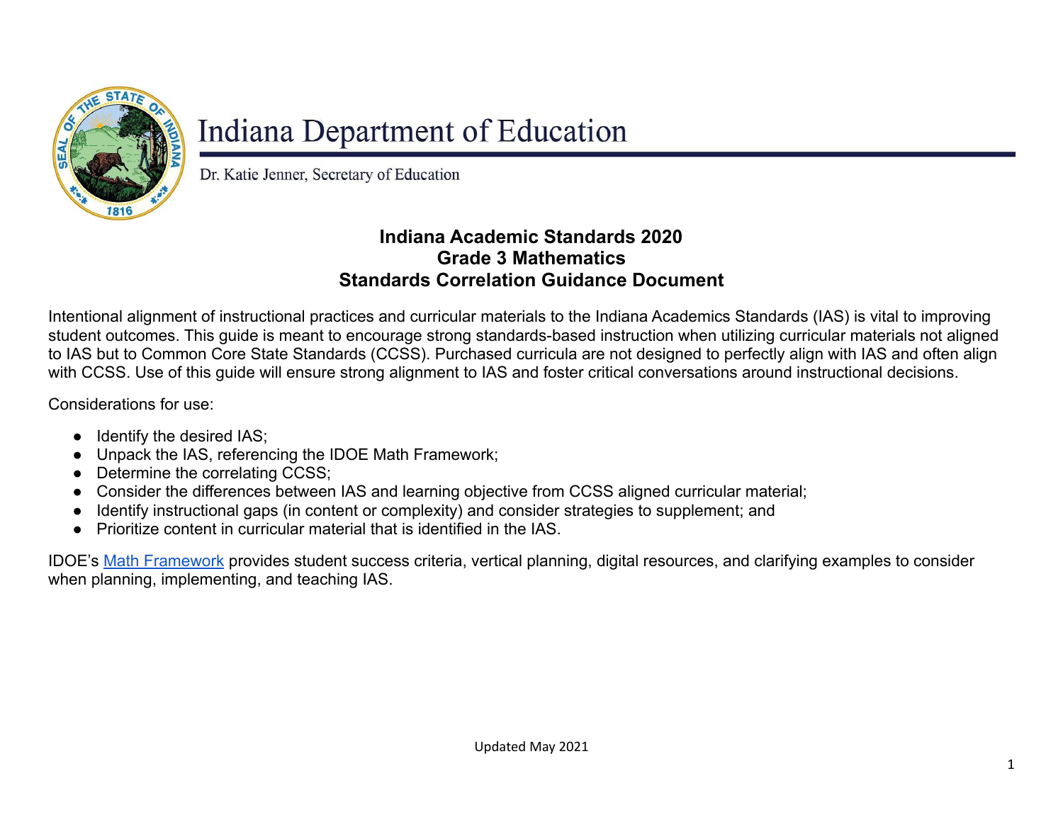# Indiana Department of Education

Dr. Katie Jenner, Secretary of Education

## Indiana Academic Standards 2020
## Grade 3 Mathematics
## Standards Correlation Guidance Document

Intentional alignment of instructional practices and curricular materials to the Indiana Academics Standards (IAS) is vital to improving student outcomes. This guide is meant to encourage strong standards-based instruction when utilizing curricular materials not aligned to IAS but to Common Core State Standards (CCSS). Purchased curricula are not designed to perfectly align with IAS and often align with CCSS. Use of this guide will ensure strong alignment to IAS and foster critical conversations around instructional decisions.

Considerations for use:

- Identify the desired IAS;
- Unpack the IAS, referencing the IDOE Math Framework;
- Determine the correlating CCSS;
- Consider the differences between IAS and learning objective from CCSS aligned curricular material;
- Identify instructional gaps (in content or complexity) and consider strategies to supplement; and
- Prioritize content in curricular material that is identified in the IAS.

IDOE's Math Framework provides student success criteria, vertical planning, digital resources, and clarifying examples to consider when planning, implementing, and teaching IAS.

Updated May 2021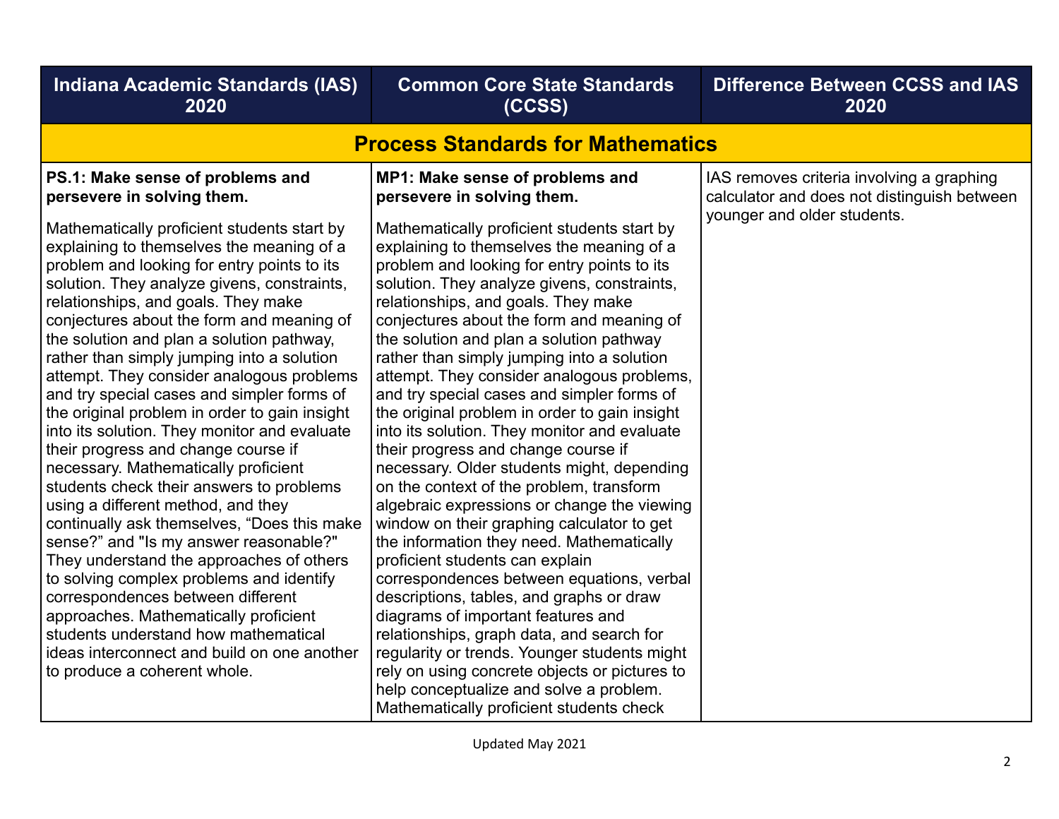| Indiana Academic Standards (IAS) 2020 | Common Core State Standards (CCSS) | Difference Between CCSS and IAS 2020 |
|---|---|---|
| **Process Standards for Mathematics** | | |
| **PS.1: Make sense of problems and persevere in solving them.** Mathematically proficient students start by explaining to themselves the meaning of a problem and looking for entry points to its solution. They analyze givens, constraints, relationships, and goals. They make conjectures about the form and meaning of the solution and plan a solution pathway, rather than simply jumping into a solution attempt. They consider analogous problems and try special cases and simpler forms of the original problem in order to gain insight into its solution. They monitor and evaluate their progress and change course if necessary. Mathematically proficient students check their answers to problems using a different method, and they continually ask themselves, “Does this make sense?” and "Is my answer reasonable?" They understand the approaches of others to solving complex problems and identify correspondences between different approaches. Mathematically proficient students understand how mathematical ideas interconnect and build on one another to produce a coherent whole. | **MP1: Make sense of problems and persevere in solving them.** Mathematically proficient students start by explaining to themselves the meaning of a problem and looking for entry points to its solution. They analyze givens, constraints, relationships, and goals. They make conjectures about the form and meaning of the solution and plan a solution pathway rather than simply jumping into a solution attempt. They consider analogous problems, and try special cases and simpler forms of the original problem in order to gain insight into its solution. They monitor and evaluate their progress and change course if necessary. Older students might, depending on the context of the problem, transform algebraic expressions or change the viewing window on their graphing calculator to get the information they need. Mathematically proficient students can explain correspondences between equations, verbal descriptions, tables, and graphs or draw diagrams of important features and relationships, graph data, and search for regularity or trends. Younger students might rely on using concrete objects or pictures to help conceptualize and solve a problem. Mathematically proficient students check | IAS removes criteria involving a graphing calculator and does not distinguish between younger and older students. |

Updated May 2021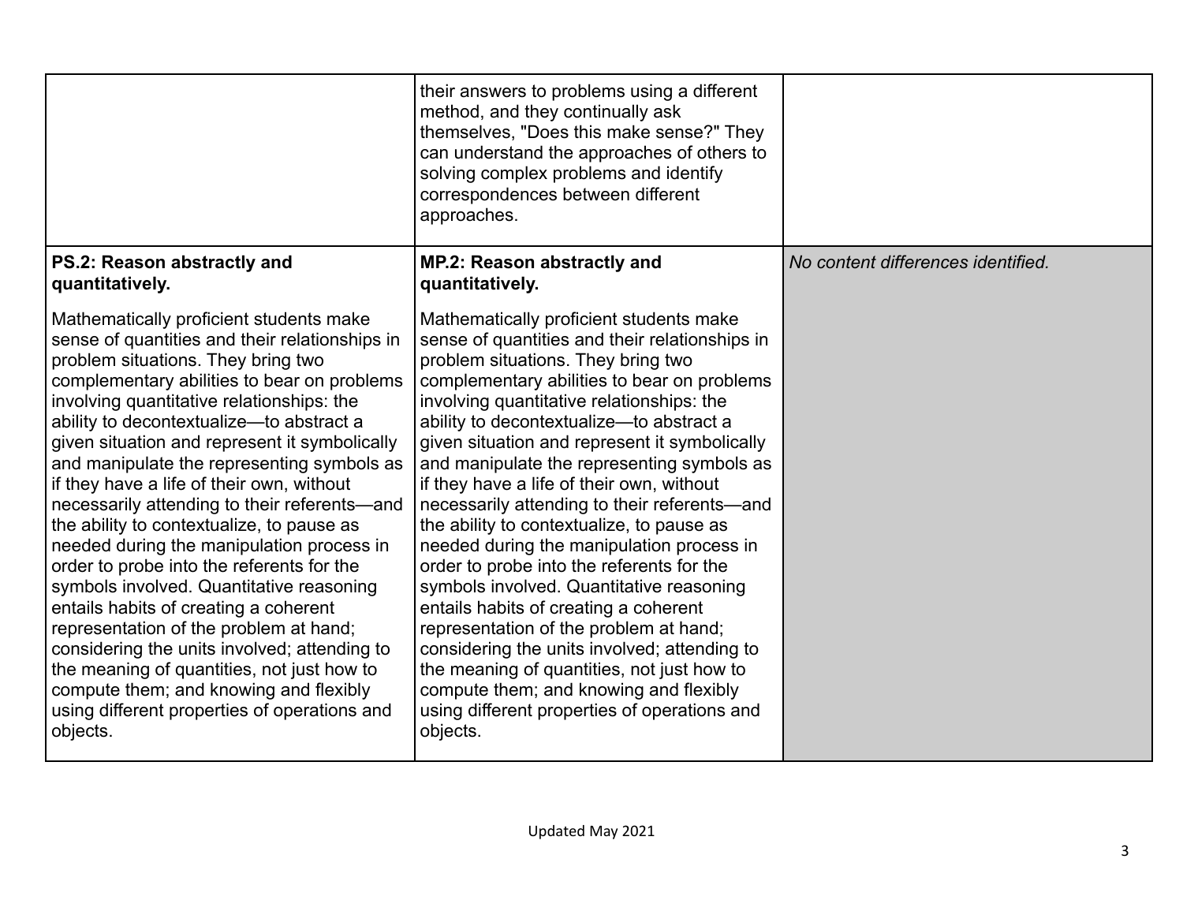| | | |
|---|---|---|
| | their answers to problems using a different method, and they continually ask themselves, "Does this make sense?" They can understand the approaches of others to solving complex problems and identify correspondences between different approaches. | |
| **PS.2: Reason abstractly and quantitatively.**<br><br>Mathematically proficient students make sense of quantities and their relationships in problem situations. They bring two complementary abilities to bear on problems involving quantitative relationships: the ability to decontextualize—to abstract a given situation and represent it symbolically and manipulate the representing symbols as if they have a life of their own, without necessarily attending to their referents—and the ability to contextualize, to pause as needed during the manipulation process in order to probe into the referents for the symbols involved. Quantitative reasoning entails habits of creating a coherent representation of the problem at hand; considering the units involved; attending to the meaning of quantities, not just how to compute them; and knowing and flexibly using different properties of operations and objects. | **MP.2: Reason abstractly and quantitatively.**<br><br>Mathematically proficient students make sense of quantities and their relationships in problem situations. They bring two complementary abilities to bear on problems involving quantitative relationships: the ability to decontextualize—to abstract a given situation and represent it symbolically and manipulate the representing symbols as if they have a life of their own, without necessarily attending to their referents—and the ability to contextualize, to pause as needed during the manipulation process in order to probe into the referents for the symbols involved. Quantitative reasoning entails habits of creating a coherent representation of the problem at hand; considering the units involved; attending to the meaning of quantities, not just how to compute them; and knowing and flexibly using different properties of operations and objects. | *No content differences identified.* |

Updated May 2021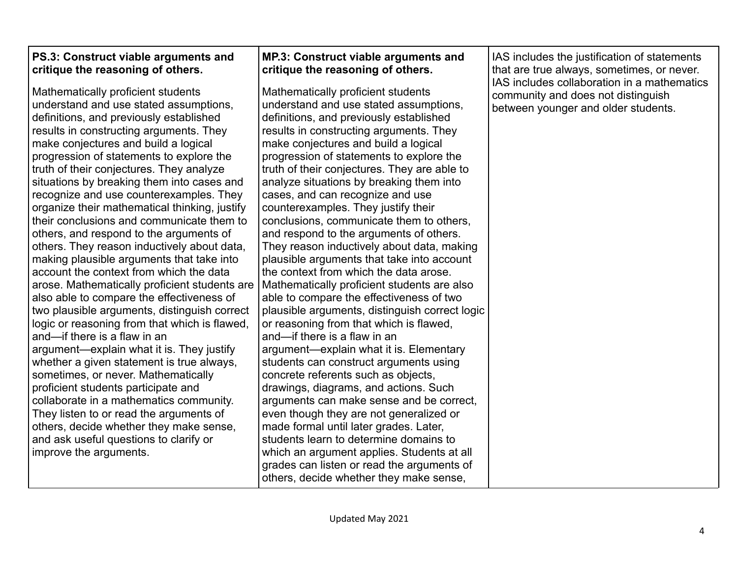| | | |
|---|---|---|
| **PS.3: Construct viable arguments and critique the reasoning of others.**<br><br>Mathematically proficient students understand and use stated assumptions, definitions, and previously established results in constructing arguments. They make conjectures and build a logical progression of statements to explore the truth of their conjectures. They analyze situations by breaking them into cases and recognize and use counterexamples. They organize their mathematical thinking, justify their conclusions and communicate them to others, and respond to the arguments of others. They reason inductively about data, making plausible arguments that take into account the context from which the data arose. Mathematically proficient students are also able to compare the effectiveness of two plausible arguments, distinguish correct logic or reasoning from that which is flawed, and—if there is a flaw in an argument—explain what it is. They justify whether a given statement is true always, sometimes, or never. Mathematically proficient students participate and collaborate in a mathematics community. They listen to or read the arguments of others, decide whether they make sense, and ask useful questions to clarify or improve the arguments. | **MP.3: Construct viable arguments and critique the reasoning of others.**<br><br>Mathematically proficient students understand and use stated assumptions, definitions, and previously established results in constructing arguments. They make conjectures and build a logical progression of statements to explore the truth of their conjectures. They are able to analyze situations by breaking them into cases, and can recognize and use counterexamples. They justify their conclusions, communicate them to others, and respond to the arguments of others. They reason inductively about data, making plausible arguments that take into account the context from which the data arose. Mathematically proficient students are also able to compare the effectiveness of two plausible arguments, distinguish correct logic or reasoning from that which is flawed, and—if there is a flaw in an argument—explain what it is. Elementary students can construct arguments using concrete referents such as objects, drawings, diagrams, and actions. Such arguments can make sense and be correct, even though they are not generalized or made formal until later grades. Later, students learn to determine domains to which an argument applies. Students at all grades can listen or read the arguments of others, decide whether they make sense, | IAS includes the justification of statements that are true always, sometimes, or never. IAS includes collaboration in a mathematics community and does not distinguish between younger and older students. |

Updated May 2021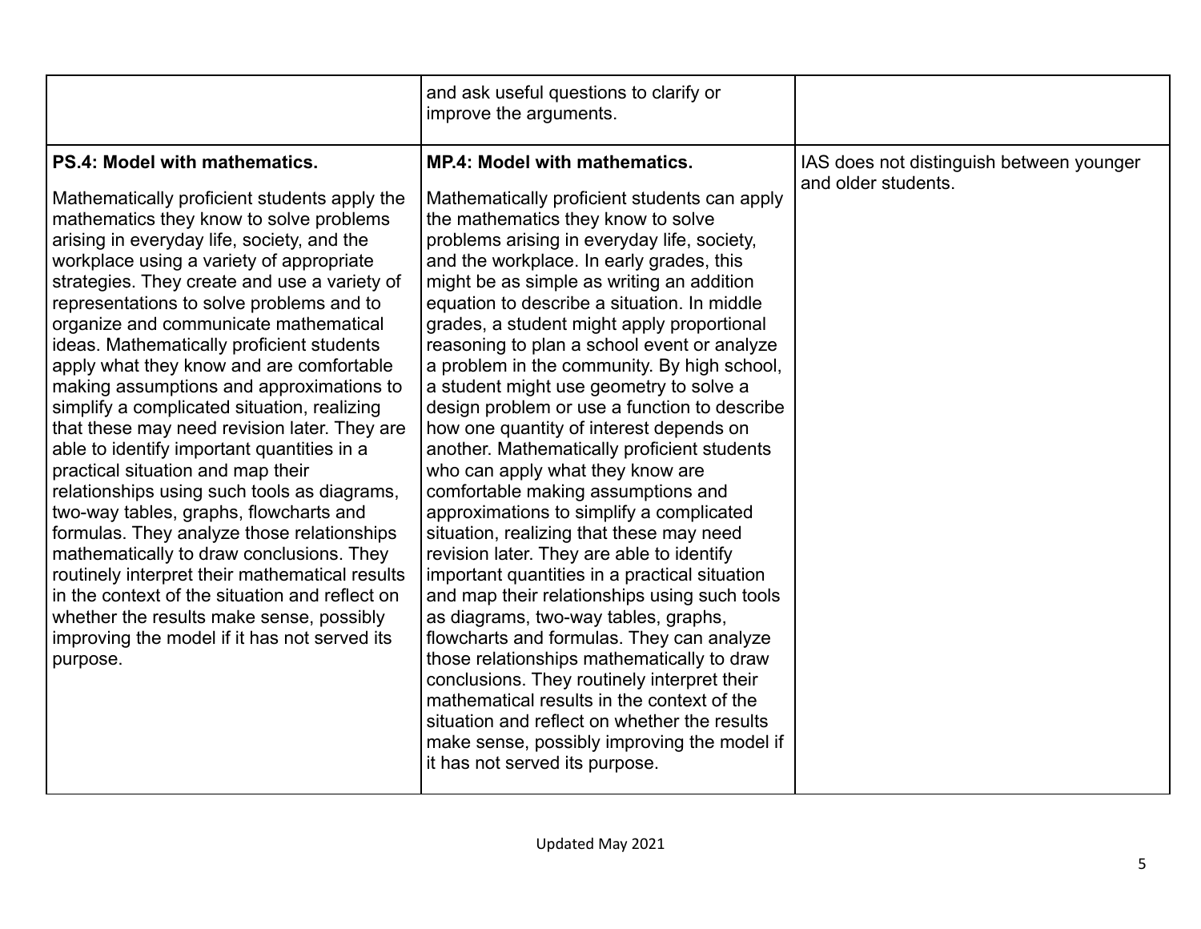| | | |
|---|---|---|
| | and ask useful questions to clarify or improve the arguments. | |
| **PS.4: Model with mathematics.**<br><br>Mathematically proficient students apply the mathematics they know to solve problems arising in everyday life, society, and the workplace using a variety of appropriate strategies. They create and use a variety of representations to solve problems and to organize and communicate mathematical ideas. Mathematically proficient students apply what they know and are comfortable making assumptions and approximations to simplify a complicated situation, realizing that these may need revision later. They are able to identify important quantities in a practical situation and map their relationships using such tools as diagrams, two-way tables, graphs, flowcharts and formulas. They analyze those relationships mathematically to draw conclusions. They routinely interpret their mathematical results in the context of the situation and reflect on whether the results make sense, possibly improving the model if it has not served its purpose. | **MP.4: Model with mathematics.**<br><br>Mathematically proficient students can apply the mathematics they know to solve problems arising in everyday life, society, and the workplace. In early grades, this might be as simple as writing an addition equation to describe a situation. In middle grades, a student might apply proportional reasoning to plan a school event or analyze a problem in the community. By high school, a student might use geometry to solve a design problem or use a function to describe how one quantity of interest depends on another. Mathematically proficient students who can apply what they know are comfortable making assumptions and approximations to simplify a complicated situation, realizing that these may need revision later. They are able to identify important quantities in a practical situation and map their relationships using such tools as diagrams, two-way tables, graphs, flowcharts and formulas. They can analyze those relationships mathematically to draw conclusions. They routinely interpret their mathematical results in the context of the situation and reflect on whether the results make sense, possibly improving the model if it has not served its purpose. | IAS does not distinguish between younger and older students. |

Updated May 2021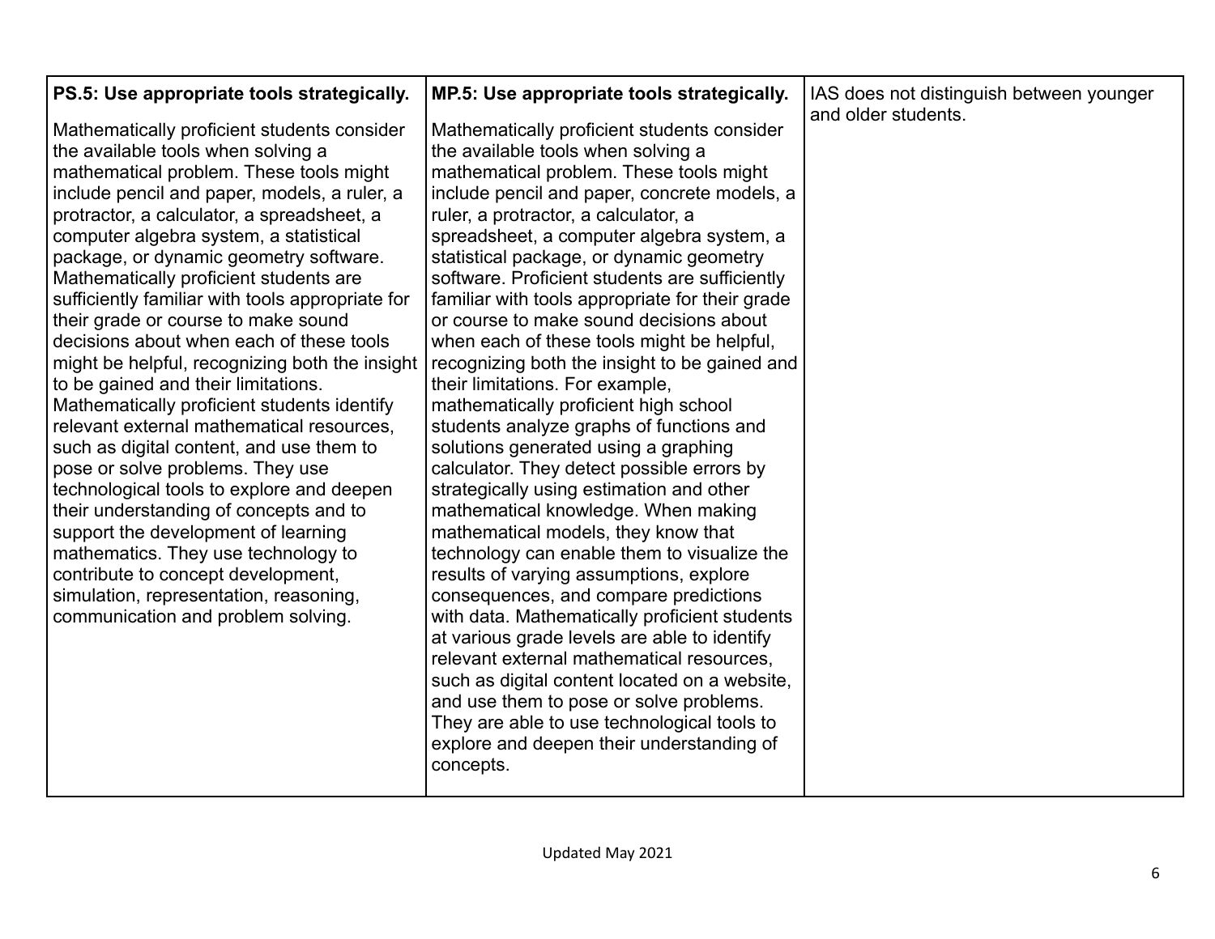| | | |
|---|---|---|
| **PS.5: Use appropriate tools strategically.** Mathematically proficient students consider the available tools when solving a mathematical problem. These tools might include pencil and paper, models, a ruler, a protractor, a calculator, a spreadsheet, a computer algebra system, a statistical package, or dynamic geometry software. Mathematically proficient students are sufficiently familiar with tools appropriate for their grade or course to make sound decisions about when each of these tools might be helpful, recognizing both the insight to be gained and their limitations. Mathematically proficient students identify relevant external mathematical resources, such as digital content, and use them to pose or solve problems. They use technological tools to explore and deepen their understanding of concepts and to support the development of learning mathematics. They use technology to contribute to concept development, simulation, representation, reasoning, communication and problem solving. | **MP.5: Use appropriate tools strategically.** Mathematically proficient students consider the available tools when solving a mathematical problem. These tools might include pencil and paper, concrete models, a ruler, a protractor, a calculator, a spreadsheet, a computer algebra system, a statistical package, or dynamic geometry software. Proficient students are sufficiently familiar with tools appropriate for their grade or course to make sound decisions about when each of these tools might be helpful, recognizing both the insight to be gained and their limitations. For example, mathematically proficient high school students analyze graphs of functions and solutions generated using a graphing calculator. They detect possible errors by strategically using estimation and other mathematical knowledge. When making mathematical models, they know that technology can enable them to visualize the results of varying assumptions, explore consequences, and compare predictions with data. Mathematically proficient students at various grade levels are able to identify relevant external mathematical resources, such as digital content located on a website, and use them to pose or solve problems. They are able to use technological tools to explore and deepen their understanding of concepts. | IAS does not distinguish between younger and older students. |

Updated May 2021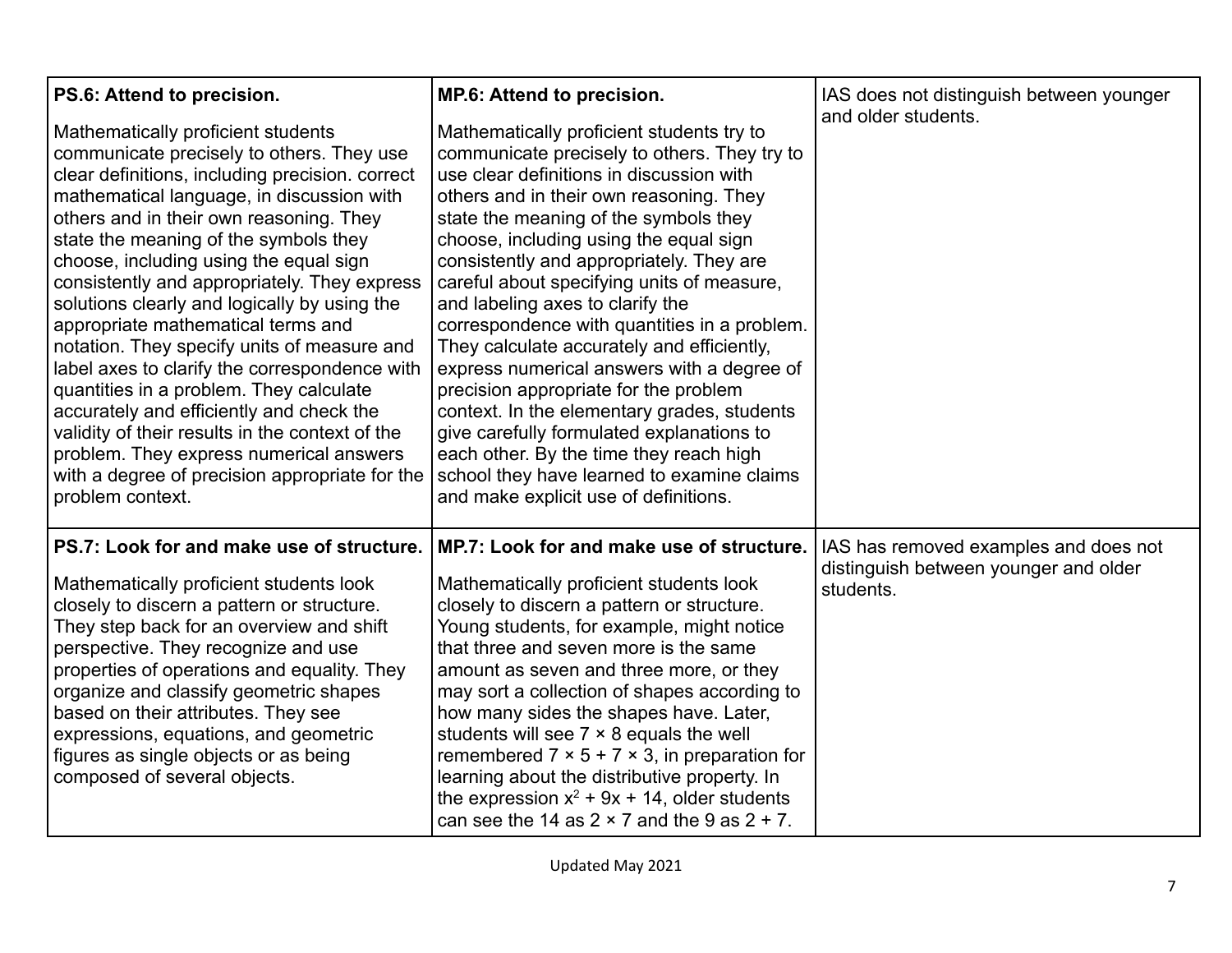| | | |
|---|---|---|
| **PS.6: Attend to precision.**<br><br>Mathematically proficient students communicate precisely to others. They use clear definitions, including precision. correct mathematical language, in discussion with others and in their own reasoning. They state the meaning of the symbols they choose, including using the equal sign consistently and appropriately. They express solutions clearly and logically by using the appropriate mathematical terms and notation. They specify units of measure and label axes to clarify the correspondence with quantities in a problem. They calculate accurately and efficiently and check the validity of their results in the context of the problem. They express numerical answers with a degree of precision appropriate for the problem context. | **MP.6: Attend to precision.**<br><br>Mathematically proficient students try to communicate precisely to others. They try to use clear definitions in discussion with others and in their own reasoning. They state the meaning of the symbols they choose, including using the equal sign consistently and appropriately. They are careful about specifying units of measure, and labeling axes to clarify the correspondence with quantities in a problem. They calculate accurately and efficiently, express numerical answers with a degree of precision appropriate for the problem context. In the elementary grades, students give carefully formulated explanations to each other. By the time they reach high school they have learned to examine claims and make explicit use of definitions. | IAS does not distinguish between younger and older students. |
| **PS.7: Look for and make use of structure.**<br><br>Mathematically proficient students look closely to discern a pattern or structure. They step back for an overview and shift perspective. They recognize and use properties of operations and equality. They organize and classify geometric shapes based on their attributes. They see expressions, equations, and geometric figures as single objects or as being composed of several objects. | **MP.7: Look for and make use of structure.**<br><br>Mathematically proficient students look closely to discern a pattern or structure. Young students, for example, might notice that three and seven more is the same amount as seven and three more, or they may sort a collection of shapes according to how many sides the shapes have. Later, students will see $7 \times 8$ equals the well remembered $7 \times 5 + 7 \times 3$, in preparation for learning about the distributive property. In the expression $x^2 + 9x + 14$, older students can see the 14 as $2 \times 7$ and the 9 as $2 + 7$. | IAS has removed examples and does not distinguish between younger and older students. |

Updated May 2021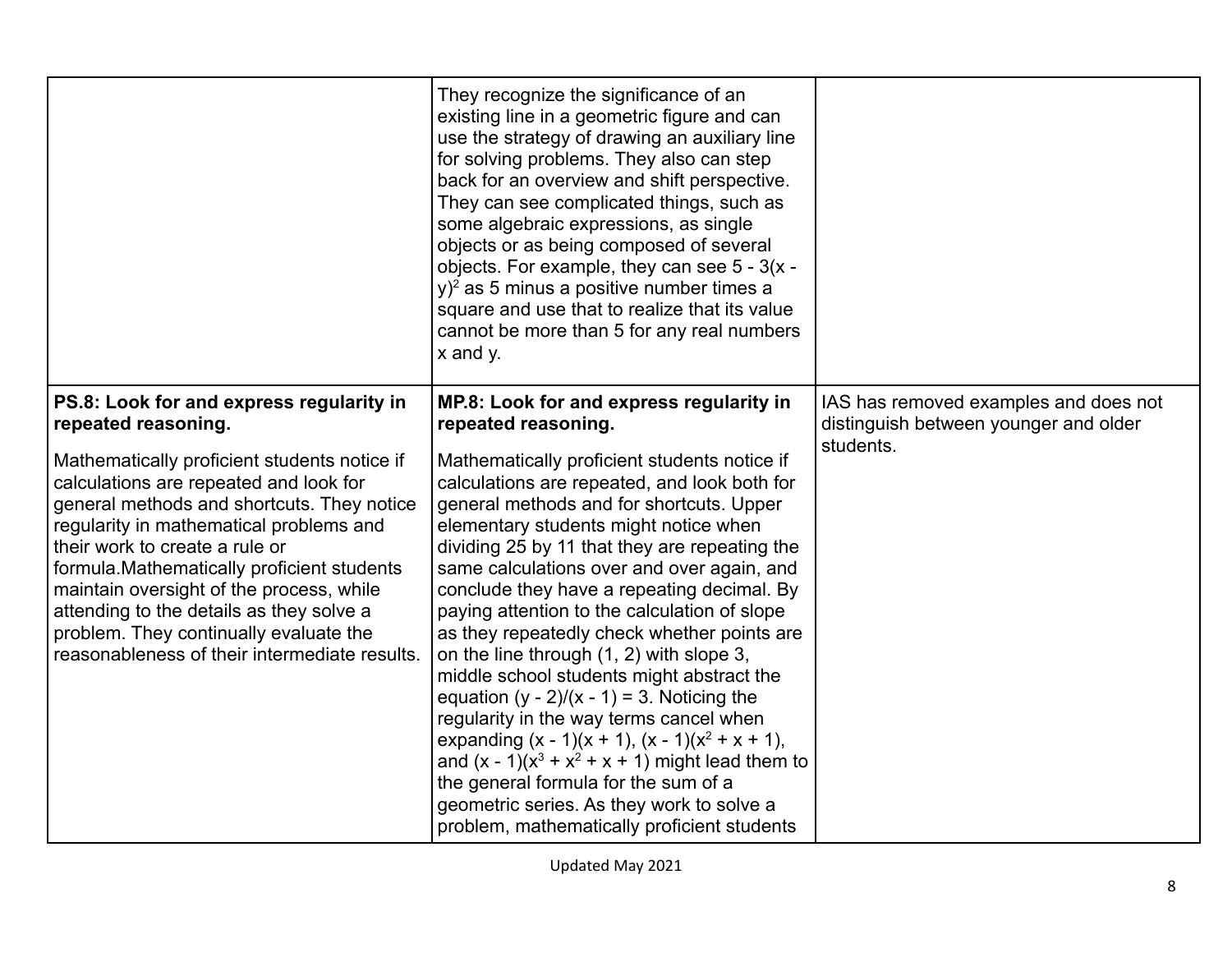| | | |
|---|---|---|
| | They recognize the significance of an existing line in a geometric figure and can use the strategy of drawing an auxiliary line for solving problems. They also can step back for an overview and shift perspective. They can see complicated things, such as some algebraic expressions, as single objects or as being composed of several objects. For example, they can see $5 - 3(x - y)^2$ as 5 minus a positive number times a square and use that to realize that its value cannot be more than 5 for any real numbers x and y. | |
| **PS.8: Look for and express regularity in repeated reasoning.**<br><br>Mathematically proficient students notice if calculations are repeated and look for general methods and shortcuts. They notice regularity in mathematical problems and their work to create a rule or formula.Mathematically proficient students maintain oversight of the process, while attending to the details as they solve a problem. They continually evaluate the reasonableness of their intermediate results. | **MP.8: Look for and express regularity in repeated reasoning.**<br><br>Mathematically proficient students notice if calculations are repeated, and look both for general methods and for shortcuts. Upper elementary students might notice when dividing 25 by 11 that they are repeating the same calculations over and over again, and conclude they have a repeating decimal. By paying attention to the calculation of slope as they repeatedly check whether points are on the line through (1, 2) with slope 3, middle school students might abstract the equation $(y - 2)/(x - 1) = 3$. Noticing the regularity in the way terms cancel when expanding $(x - 1)(x + 1)$, $(x - 1)(x^2 + x + 1)$, and $(x - 1)(x^3 + x^2 + x + 1)$ might lead them to the general formula for the sum of a geometric series. As they work to solve a problem, mathematically proficient students | IAS has removed examples and does not distinguish between younger and older students. |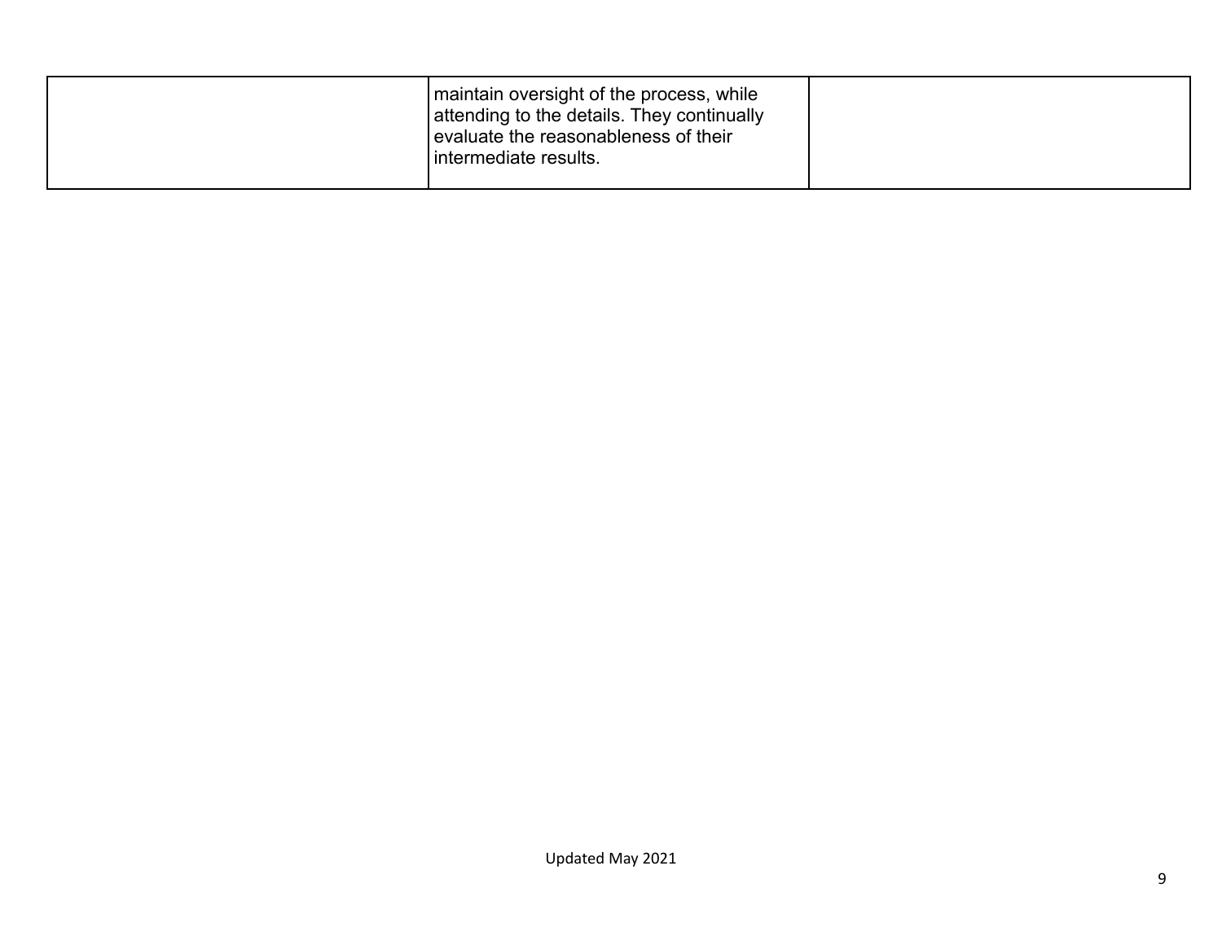| | | |
|---|---|---|
| | maintain oversight of the process, while attending to the details. They continually evaluate the reasonableness of their intermediate results. | |

Updated May 2021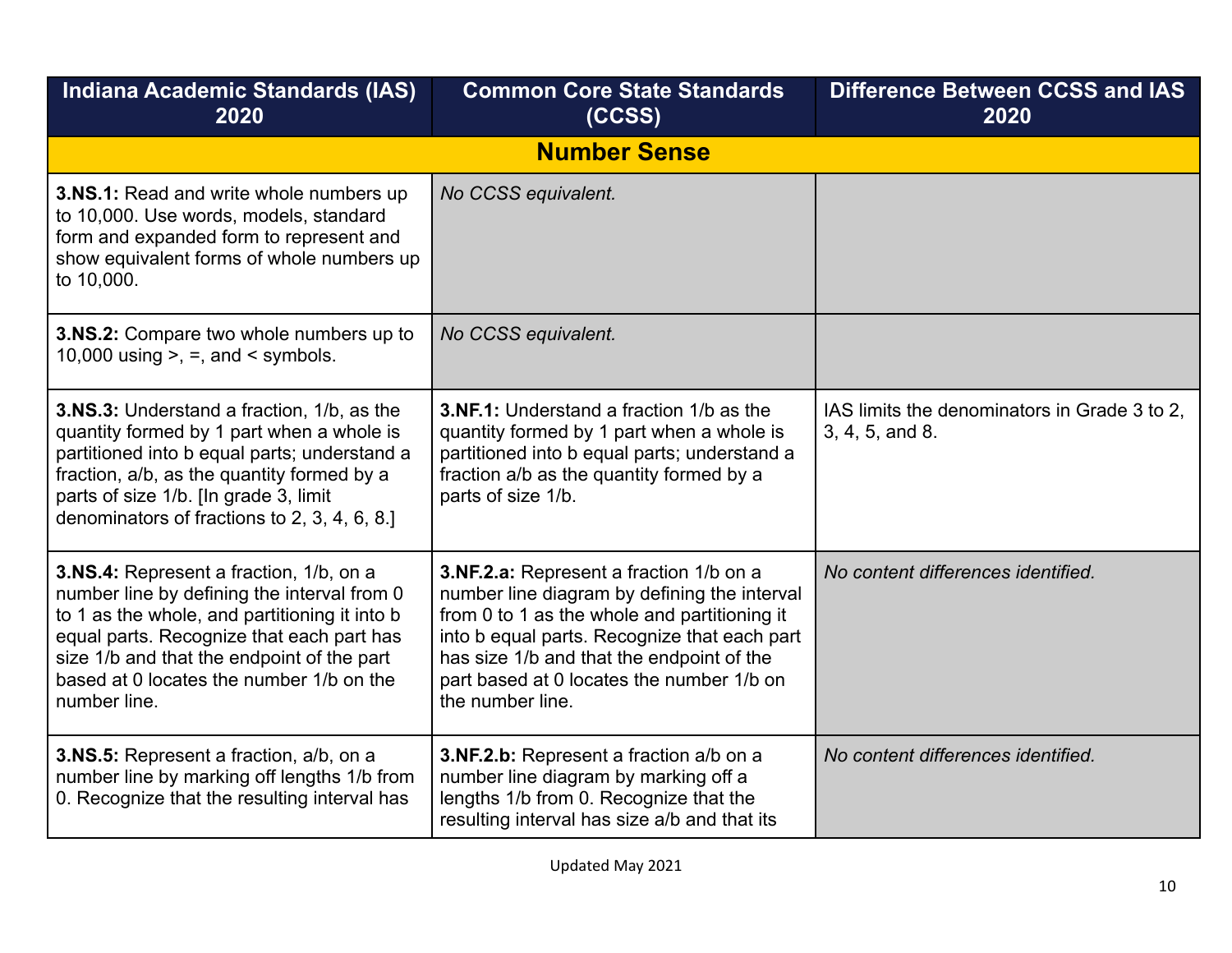| Indiana Academic Standards (IAS) 2020 | Common Core State Standards (CCSS) | Difference Between CCSS and IAS 2020 |
|---|---|---|
| **Number Sense** | | |
| **3.NS.1:** Read and write whole numbers up to 10,000. Use words, models, standard form and expanded form to represent and show equivalent forms of whole numbers up to 10,000. | *No CCSS equivalent.* | |
| **3.NS.2:** Compare two whole numbers up to 10,000 using >, =, and < symbols. | *No CCSS equivalent.* | |
| **3.NS.3:** Understand a fraction, 1/b, as the quantity formed by 1 part when a whole is partitioned into b equal parts; understand a fraction, a/b, as the quantity formed by a parts of size 1/b. [In grade 3, limit denominators of fractions to 2, 3, 4, 6, 8.] | **3.NF.1:** Understand a fraction 1/b as the quantity formed by 1 part when a whole is partitioned into b equal parts; understand a fraction a/b as the quantity formed by a parts of size 1/b. | IAS limits the denominators in Grade 3 to 2, 3, 4, 5, and 8. |
| **3.NS.4:** Represent a fraction, 1/b, on a number line by defining the interval from 0 to 1 as the whole, and partitioning it into b equal parts. Recognize that each part has size 1/b and that the endpoint of the part based at 0 locates the number 1/b on the number line. | **3.NF.2.a:** Represent a fraction 1/b on a number line diagram by defining the interval from 0 to 1 as the whole and partitioning it into b equal parts. Recognize that each part has size 1/b and that the endpoint of the part based at 0 locates the number 1/b on the number line. | *No content differences identified.* |
| **3.NS.5:** Represent a fraction, a/b, on a number line by marking off lengths 1/b from 0. Recognize that the resulting interval has | **3.NF.2.b:** Represent a fraction a/b on a number line diagram by marking off a lengths 1/b from 0. Recognize that the resulting interval has size a/b and that its | *No content differences identified.* |

Updated May 2021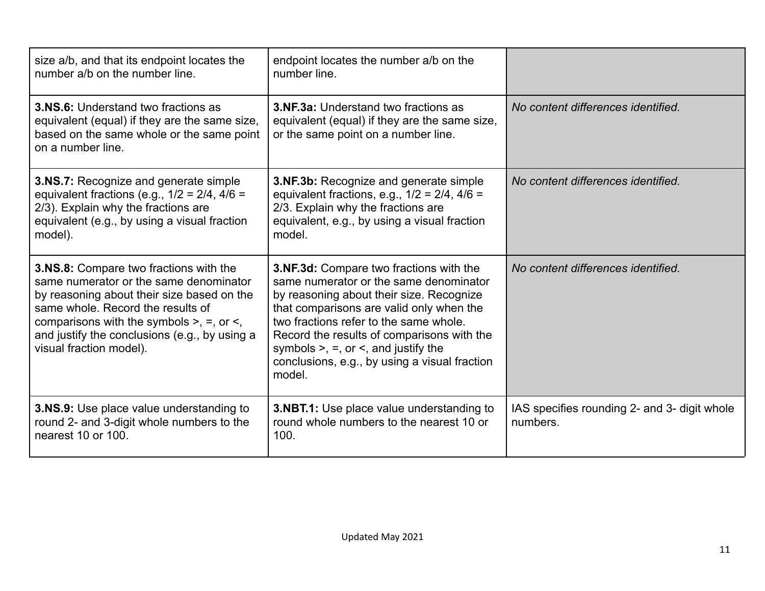| | | |
|---|---|---|
| size a/b, and that its endpoint locates the number a/b on the number line. | endpoint locates the number a/b on the number line. | |
| **3.NS.6:** Understand two fractions as equivalent (equal) if they are the same size, based on the same whole or the same point on a number line. | **3.NF.3a:** Understand two fractions as equivalent (equal) if they are the same size, or the same point on a number line. | *No content differences identified.* |
| **3.NS.7:** Recognize and generate simple equivalent fractions (e.g., 1/2 = 2/4, 4/6 = 2/3). Explain why the fractions are equivalent (e.g., by using a visual fraction model). | **3.NF.3b:** Recognize and generate simple equivalent fractions, e.g., 1/2 = 2/4, 4/6 = 2/3. Explain why the fractions are equivalent, e.g., by using a visual fraction model. | *No content differences identified.* |
| **3.NS.8:** Compare two fractions with the same numerator or the same denominator by reasoning about their size based on the same whole. Record the results of comparisons with the symbols >, =, or <, and justify the conclusions (e.g., by using a visual fraction model). | **3.NF.3d:** Compare two fractions with the same numerator or the same denominator by reasoning about their size. Recognize that comparisons are valid only when the two fractions refer to the same whole. Record the results of comparisons with the symbols >, =, or <, and justify the conclusions, e.g., by using a visual fraction model. | *No content differences identified.* |
| **3.NS.9:** Use place value understanding to round 2- and 3-digit whole numbers to the nearest 10 or 100. | **3.NBT.1:** Use place value understanding to round whole numbers to the nearest 10 or 100. | IAS specifies rounding 2- and 3- digit whole numbers. |

Updated May 2021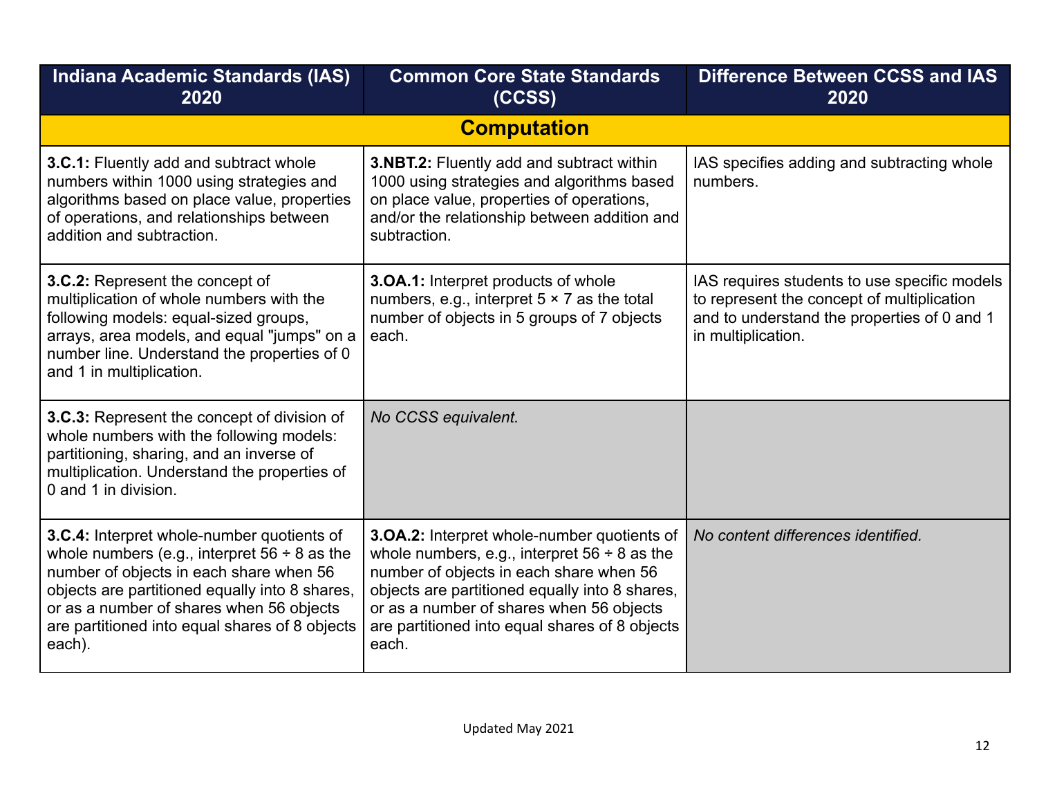| Indiana Academic Standards (IAS) 2020 | Common Core State Standards (CCSS) | Difference Between CCSS and IAS 2020 |
|---|---|---|
| **Computation** | | |
| **3.C.1:** Fluently add and subtract whole numbers within 1000 using strategies and algorithms based on place value, properties of operations, and relationships between addition and subtraction. | **3.NBT.2:** Fluently add and subtract within 1000 using strategies and algorithms based on place value, properties of operations, and/or the relationship between addition and subtraction. | IAS specifies adding and subtracting whole numbers. |
| **3.C.2:** Represent the concept of multiplication of whole numbers with the following models: equal-sized groups, arrays, area models, and equal "jumps" on a number line. Understand the properties of 0 and 1 in multiplication. | **3.OA.1:** Interpret products of whole numbers, e.g., interpret 5 × 7 as the total number of objects in 5 groups of 7 objects each. | IAS requires students to use specific models to represent the concept of multiplication and to understand the properties of 0 and 1 in multiplication. |
| **3.C.3:** Represent the concept of division of whole numbers with the following models: partitioning, sharing, and an inverse of multiplication. Understand the properties of 0 and 1 in division. | *No CCSS equivalent.* | |
| **3.C.4:** Interpret whole-number quotients of whole numbers (e.g., interpret 56 ÷ 8 as the number of objects in each share when 56 objects are partitioned equally into 8 shares, or as a number of shares when 56 objects are partitioned into equal shares of 8 objects each). | **3.OA.2:** Interpret whole-number quotients of whole numbers, e.g., interpret 56 ÷ 8 as the number of objects in each share when 56 objects are partitioned equally into 8 shares, or as a number of shares when 56 objects are partitioned into equal shares of 8 objects each. | *No content differences identified.* |

Updated May 2021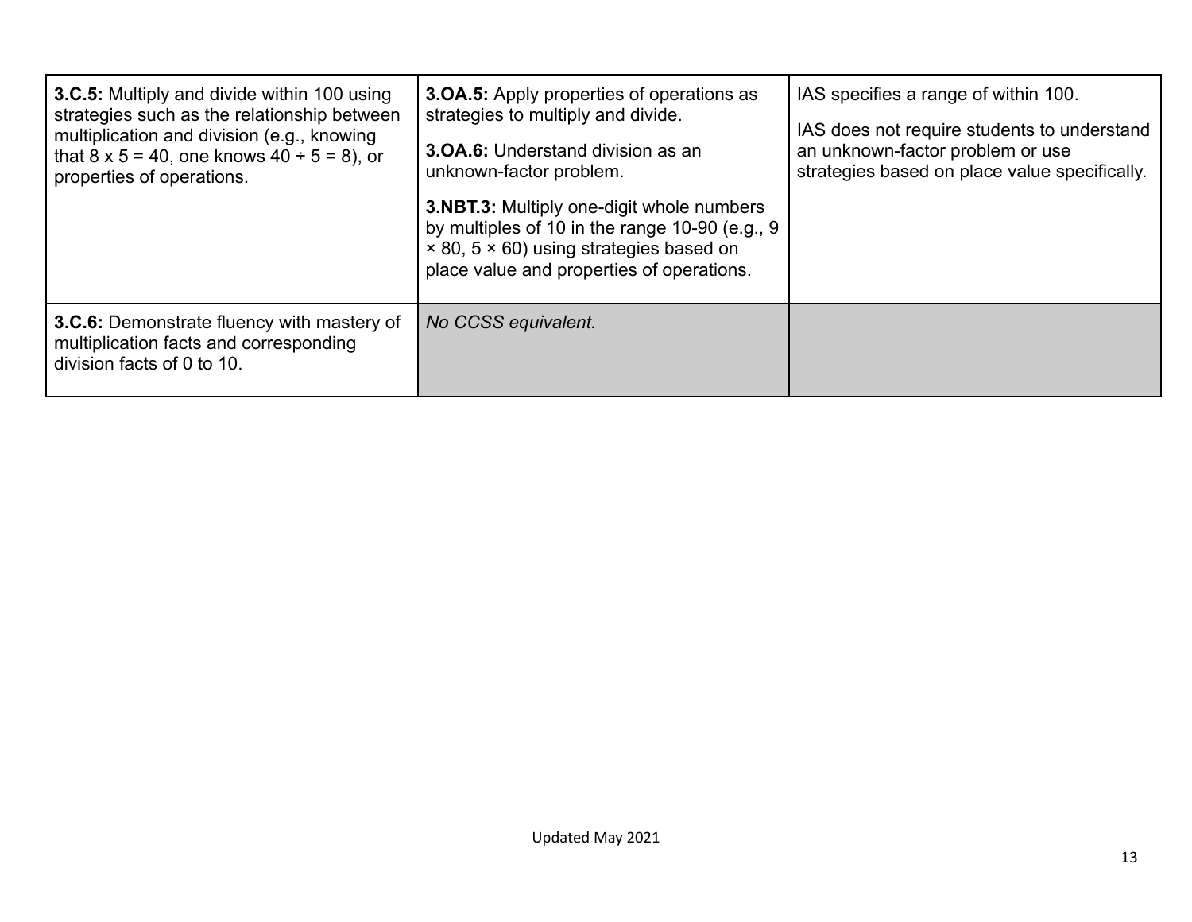| | | |
|---|---|---|
| **3.C.5:** Multiply and divide within 100 using strategies such as the relationship between multiplication and division (e.g., knowing that 8 x 5 = 40, one knows 40 ÷ 5 = 8), or properties of operations. | **3.OA.5:** Apply properties of operations as strategies to multiply and divide.<br><br>**3.OA.6:** Understand division as an unknown-factor problem.<br><br>**3.NBT.3:** Multiply one-digit whole numbers by multiples of 10 in the range 10-90 (e.g., 9 × 80, 5 × 60) using strategies based on place value and properties of operations. | IAS specifies a range of within 100.<br><br>IAS does not require students to understand an unknown-factor problem or use strategies based on place value specifically. |
| **3.C.6:** Demonstrate fluency with mastery of multiplication facts and corresponding division facts of 0 to 10. | *No CCSS equivalent.* | |

Updated May 2021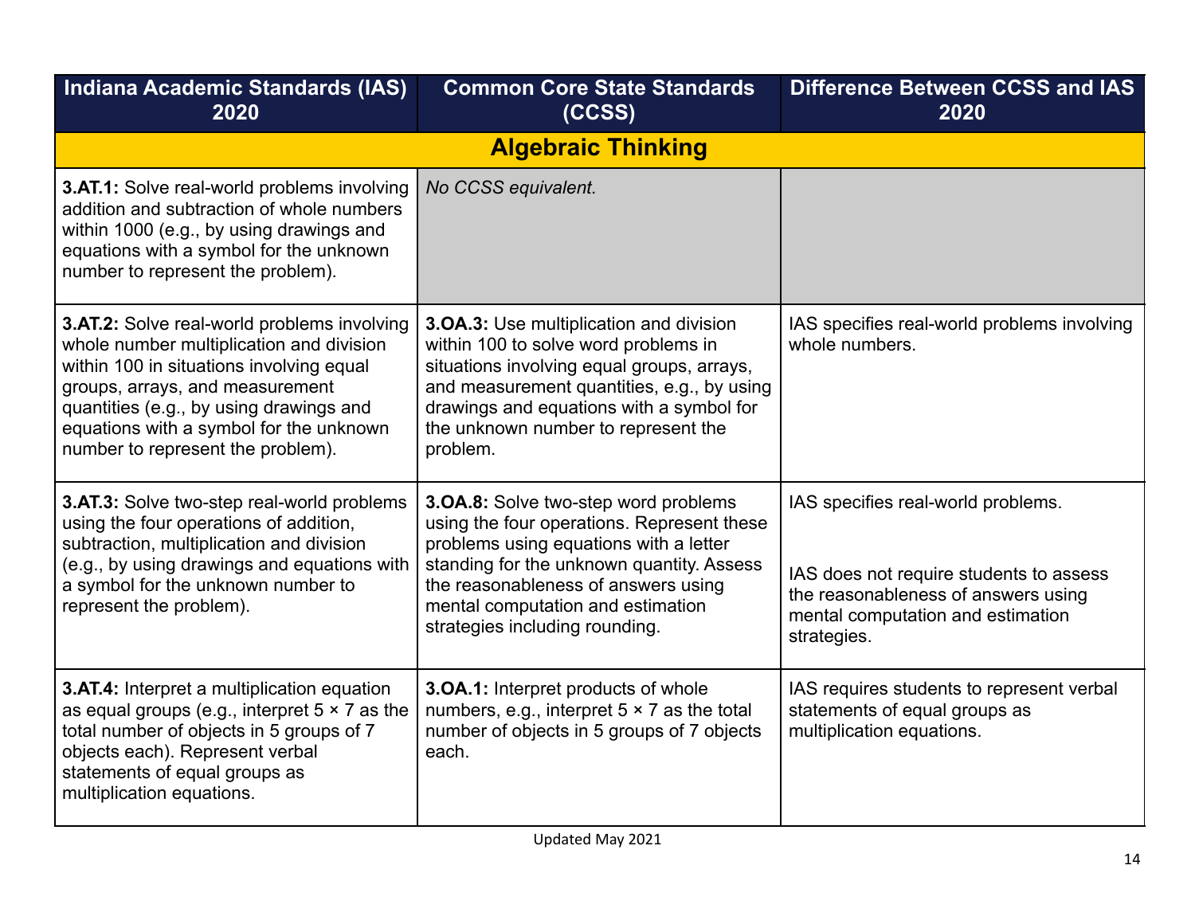| Indiana Academic Standards (IAS) 2020 | Common Core State Standards (CCSS) | Difference Between CCSS and IAS 2020 |
|---|---|---|
| **Algebraic Thinking** | | |
| **3.AT.1:** Solve real-world problems involving addition and subtraction of whole numbers within 1000 (e.g., by using drawings and equations with a symbol for the unknown number to represent the problem). | *No CCSS equivalent.* | |
| **3.AT.2:** Solve real-world problems involving whole number multiplication and division within 100 in situations involving equal groups, arrays, and measurement quantities (e.g., by using drawings and equations with a symbol for the unknown number to represent the problem). | **3.OA.3:** Use multiplication and division within 100 to solve word problems in situations involving equal groups, arrays, and measurement quantities, e.g., by using drawings and equations with a symbol for the unknown number to represent the problem. | IAS specifies real-world problems involving whole numbers. |
| **3.AT.3:** Solve two-step real-world problems using the four operations of addition, subtraction, multiplication and division (e.g., by using drawings and equations with a symbol for the unknown number to represent the problem). | **3.OA.8:** Solve two-step word problems using the four operations. Represent these problems using equations with a letter standing for the unknown quantity. Assess the reasonableness of answers using mental computation and estimation strategies including rounding. | IAS specifies real-world problems.<br><br>IAS does not require students to assess the reasonableness of answers using mental computation and estimation strategies. |
| **3.AT.4:** Interpret a multiplication equation as equal groups (e.g., interpret 5 × 7 as the total number of objects in 5 groups of 7 objects each). Represent verbal statements of equal groups as multiplication equations. | **3.OA.1:** Interpret products of whole numbers, e.g., interpret 5 × 7 as the total number of objects in 5 groups of 7 objects each. | IAS requires students to represent verbal statements of equal groups as multiplication equations. |

Updated May 2021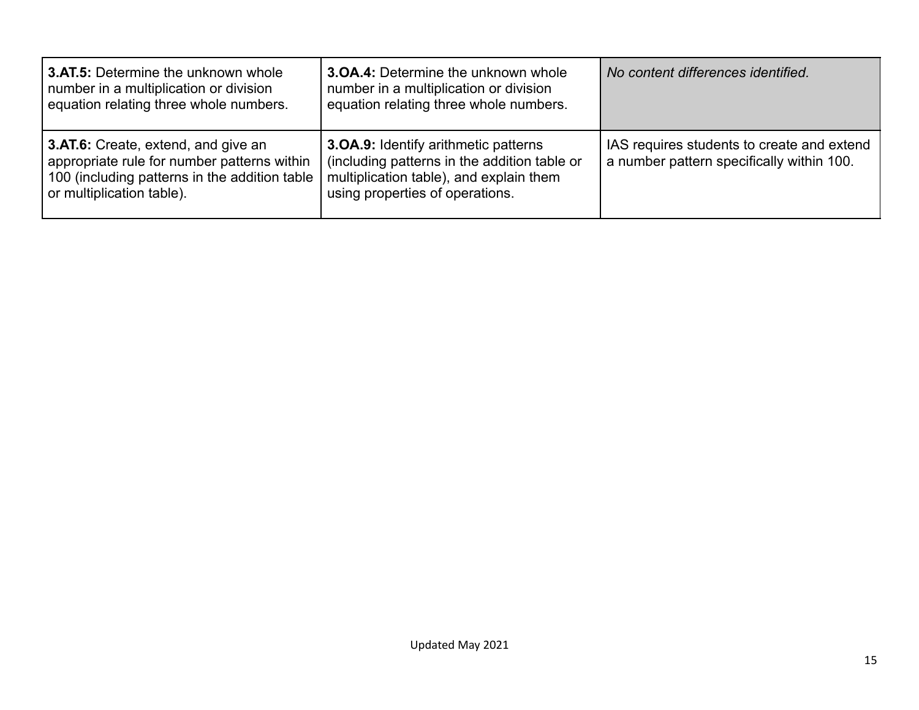| | | |
|---|---|---|
| **3.AT.5:** Determine the unknown whole number in a multiplication or division equation relating three whole numbers. | **3.OA.4:** Determine the unknown whole number in a multiplication or division equation relating three whole numbers. | *No content differences identified.* |
| **3.AT.6:** Create, extend, and give an appropriate rule for number patterns within 100 (including patterns in the addition table or multiplication table). | **3.OA.9:** Identify arithmetic patterns (including patterns in the addition table or multiplication table), and explain them using properties of operations. | IAS requires students to create and extend a number pattern specifically within 100. |

Updated May 2021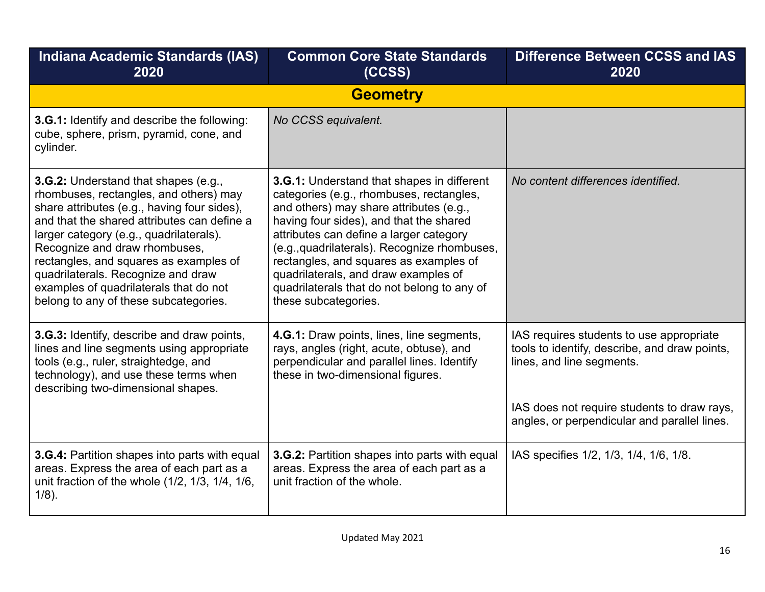| Indiana Academic Standards (IAS) 2020 | Common Core State Standards (CCSS) | Difference Between CCSS and IAS 2020 |
|---|---|---|
| **Geometry** | | |
| **3.G.1:** Identify and describe the following: cube, sphere, prism, pyramid, cone, and cylinder. | *No CCSS equivalent.* | |
| **3.G.2:** Understand that shapes (e.g., rhombuses, rectangles, and others) may share attributes (e.g., having four sides), and that the shared attributes can define a larger category (e.g., quadrilaterals). Recognize and draw rhombuses, rectangles, and squares as examples of quadrilaterals. Recognize and draw examples of quadrilaterals that do not belong to any of these subcategories. | **3.G.1:** Understand that shapes in different categories (e.g., rhombuses, rectangles, and others) may share attributes (e.g., having four sides), and that the shared attributes can define a larger category (e.g.,quadrilaterals). Recognize rhombuses, rectangles, and squares as examples of quadrilaterals, and draw examples of quadrilaterals that do not belong to any of these subcategories. | *No content differences identified.* |
| **3.G.3:** Identify, describe and draw points, lines and line segments using appropriate tools (e.g., ruler, straightedge, and technology), and use these terms when describing two-dimensional shapes. | **4.G.1:** Draw points, lines, line segments, rays, angles (right, acute, obtuse), and perpendicular and parallel lines. Identify these in two-dimensional figures. | IAS requires students to use appropriate tools to identify, describe, and draw points, lines, and line segments.<br><br>IAS does not require students to draw rays, angles, or perpendicular and parallel lines. |
| **3.G.4:** Partition shapes into parts with equal areas. Express the area of each part as a unit fraction of the whole (1/2, 1/3, 1/4, 1/6, 1/8). | **3.G.2:** Partition shapes into parts with equal areas. Express the area of each part as a unit fraction of the whole. | IAS specifies 1/2, 1/3, 1/4, 1/6, 1/8. |

Updated May 2021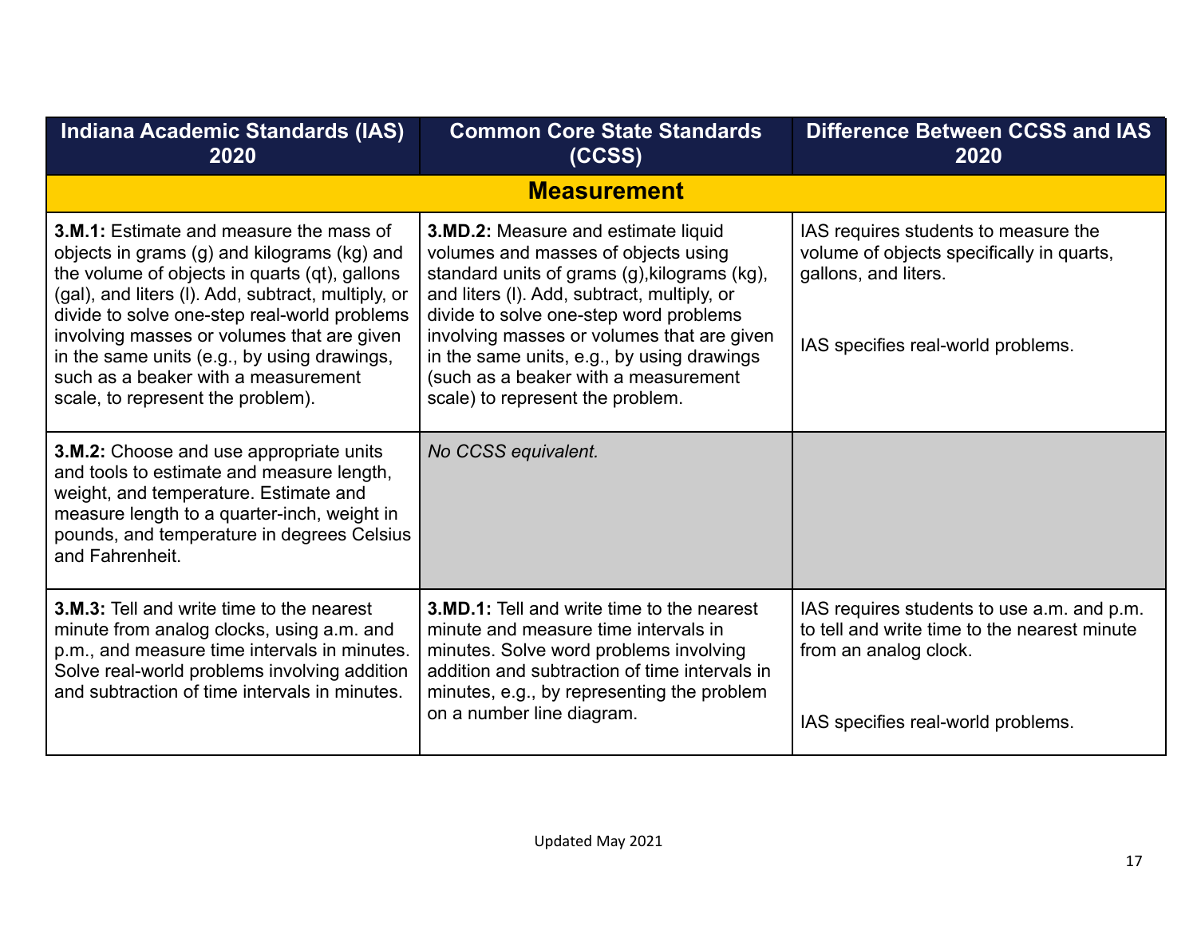| Indiana Academic Standards (IAS) 2020 | Common Core State Standards (CCSS) | Difference Between CCSS and IAS 2020 |
|---|---|---|
| **Measurement** | | |
| **3.M.1:** Estimate and measure the mass of objects in grams (g) and kilograms (kg) and the volume of objects in quarts (qt), gallons (gal), and liters (l). Add, subtract, multiply, or divide to solve one-step real-world problems involving masses or volumes that are given in the same units (e.g., by using drawings, such as a beaker with a measurement scale, to represent the problem). | **3.MD.2:** Measure and estimate liquid volumes and masses of objects using standard units of grams (g),kilograms (kg), and liters (l). Add, subtract, multiply, or divide to solve one-step word problems involving masses or volumes that are given in the same units, e.g., by using drawings (such as a beaker with a measurement scale) to represent the problem. | IAS requires students to measure the volume of objects specifically in quarts, gallons, and liters.<br><br>IAS specifies real-world problems. |
| **3.M.2:** Choose and use appropriate units and tools to estimate and measure length, weight, and temperature. Estimate and measure length to a quarter-inch, weight in pounds, and temperature in degrees Celsius and Fahrenheit. | *No CCSS equivalent.* | |
| **3.M.3:** Tell and write time to the nearest minute from analog clocks, using a.m. and p.m., and measure time intervals in minutes. Solve real-world problems involving addition and subtraction of time intervals in minutes. | **3.MD.1:** Tell and write time to the nearest minute and measure time intervals in minutes. Solve word problems involving addition and subtraction of time intervals in minutes, e.g., by representing the problem on a number line diagram. | IAS requires students to use a.m. and p.m. to tell and write time to the nearest minute from an analog clock.<br><br>IAS specifies real-world problems. |

Updated May 2021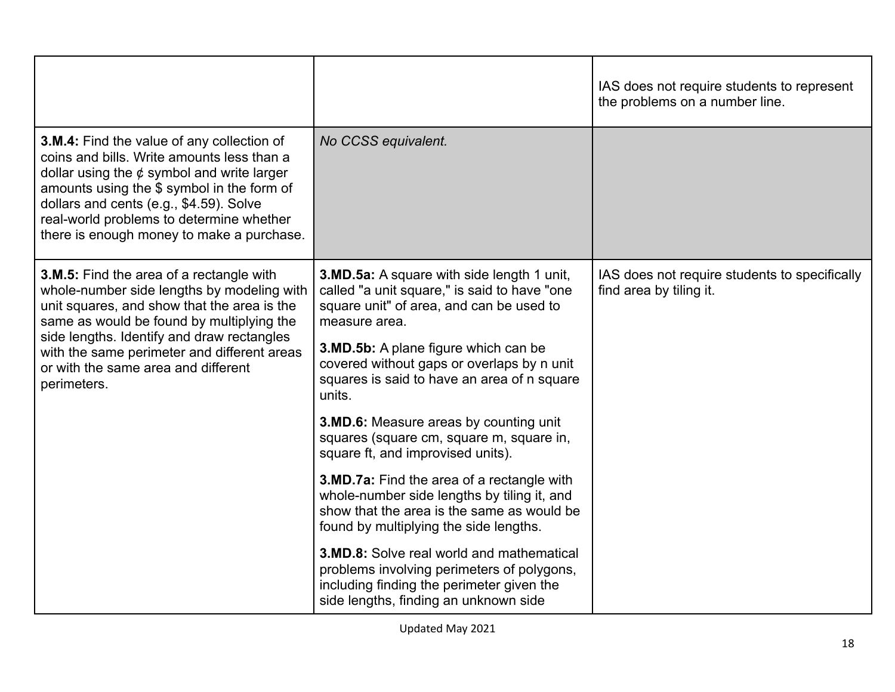| | | |
|---|---|---|
| | | IAS does not require students to represent the problems on a number line. |
| **3.M.4:** Find the value of any collection of coins and bills. Write amounts less than a dollar using the ¢ symbol and write larger amounts using the $ symbol in the form of dollars and cents (e.g., $4.59). Solve real-world problems to determine whether there is enough money to make a purchase. | *No CCSS equivalent.* | |
| **3.M.5:** Find the area of a rectangle with whole-number side lengths by modeling with unit squares, and show that the area is the same as would be found by multiplying the side lengths. Identify and draw rectangles with the same perimeter and different areas or with the same area and different perimeters. | **3.MD.5a:** A square with side length 1 unit, called "a unit square," is said to have "one square unit" of area, and can be used to measure area.<br><br>**3.MD.5b:** A plane figure which can be covered without gaps or overlaps by n unit squares is said to have an area of n square units.<br><br>**3.MD.6:** Measure areas by counting unit squares (square cm, square m, square in, square ft, and improvised units).<br><br>**3.MD.7a:** Find the area of a rectangle with whole-number side lengths by tiling it, and show that the area is the same as would be found by multiplying the side lengths.<br><br>**3.MD.8:** Solve real world and mathematical problems involving perimeters of polygons, including finding the perimeter given the side lengths, finding an unknown side | IAS does not require students to specifically find area by tiling it. |

Updated May 2021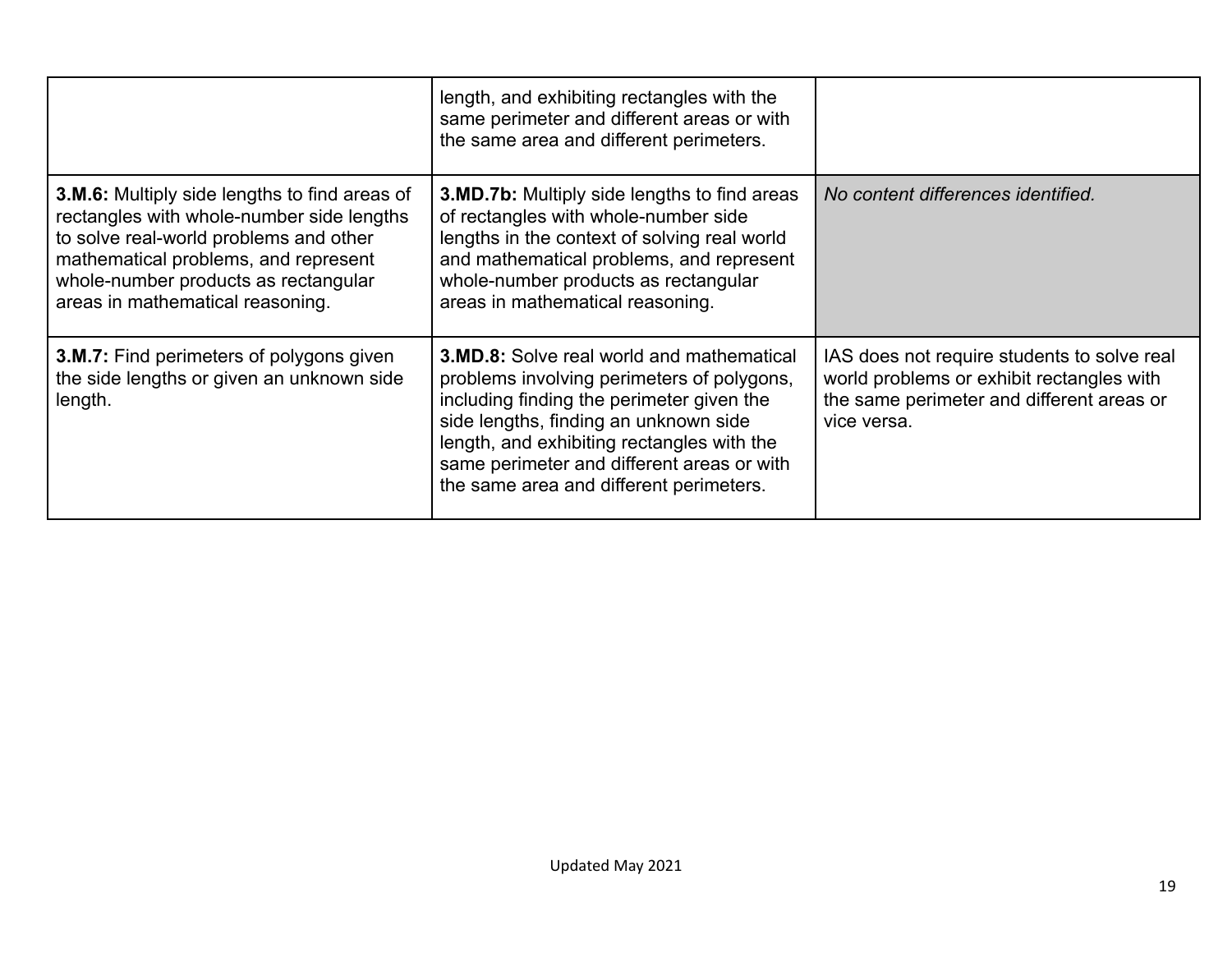| | | |
|---|---|---|
| | length, and exhibiting rectangles with the same perimeter and different areas or with the same area and different perimeters. | |
| **3.M.6:** Multiply side lengths to find areas of rectangles with whole-number side lengths to solve real-world problems and other mathematical problems, and represent whole-number products as rectangular areas in mathematical reasoning. | **3.MD.7b:** Multiply side lengths to find areas of rectangles with whole-number side lengths in the context of solving real world and mathematical problems, and represent whole-number products as rectangular areas in mathematical reasoning. | *No content differences identified.* |
| **3.M.7:** Find perimeters of polygons given the side lengths or given an unknown side length. | **3.MD.8:** Solve real world and mathematical problems involving perimeters of polygons, including finding the perimeter given the side lengths, finding an unknown side length, and exhibiting rectangles with the same perimeter and different areas or with the same area and different perimeters. | IAS does not require students to solve real world problems or exhibit rectangles with the same perimeter and different areas or vice versa. |

Updated May 2021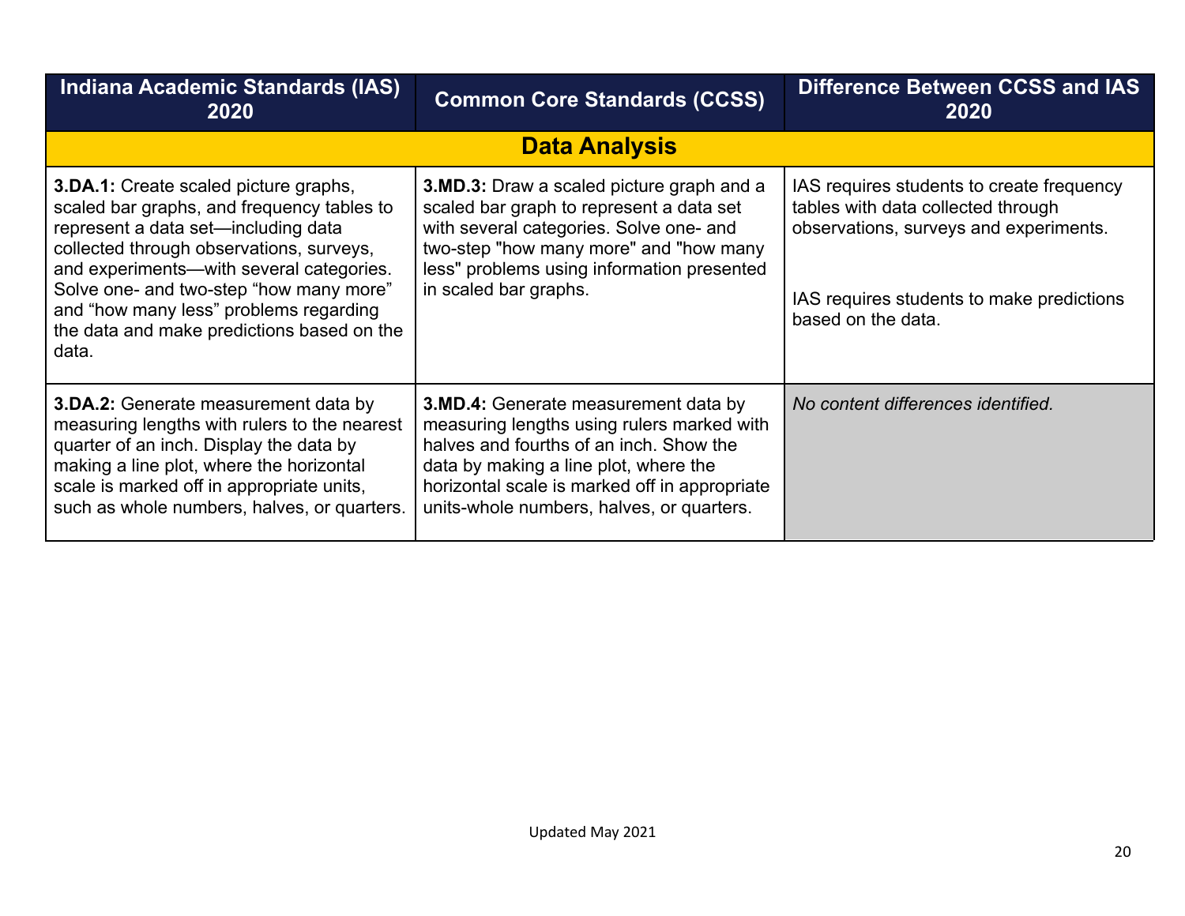| Indiana Academic Standards (IAS) 2020 | Common Core Standards (CCSS) | Difference Between CCSS and IAS 2020 |
|---|---|---|
| **Data Analysis** | | |
| **3.DA.1:** Create scaled picture graphs, scaled bar graphs, and frequency tables to represent a data set—including data collected through observations, surveys, and experiments—with several categories. Solve one- and two-step "how many more" and "how many less" problems regarding the data and make predictions based on the data. | **3.MD.3:** Draw a scaled picture graph and a scaled bar graph to represent a data set with several categories. Solve one- and two-step "how many more" and "how many less" problems using information presented in scaled bar graphs. | IAS requires students to create frequency tables with data collected through observations, surveys and experiments.<br><br>IAS requires students to make predictions based on the data. |
| **3.DA.2:** Generate measurement data by measuring lengths with rulers to the nearest quarter of an inch. Display the data by making a line plot, where the horizontal scale is marked off in appropriate units, such as whole numbers, halves, or quarters. | **3.MD.4:** Generate measurement data by measuring lengths using rulers marked with halves and fourths of an inch. Show the data by making a line plot, where the horizontal scale is marked off in appropriate units-whole numbers, halves, or quarters. | *No content differences identified.* |

Updated May 2021